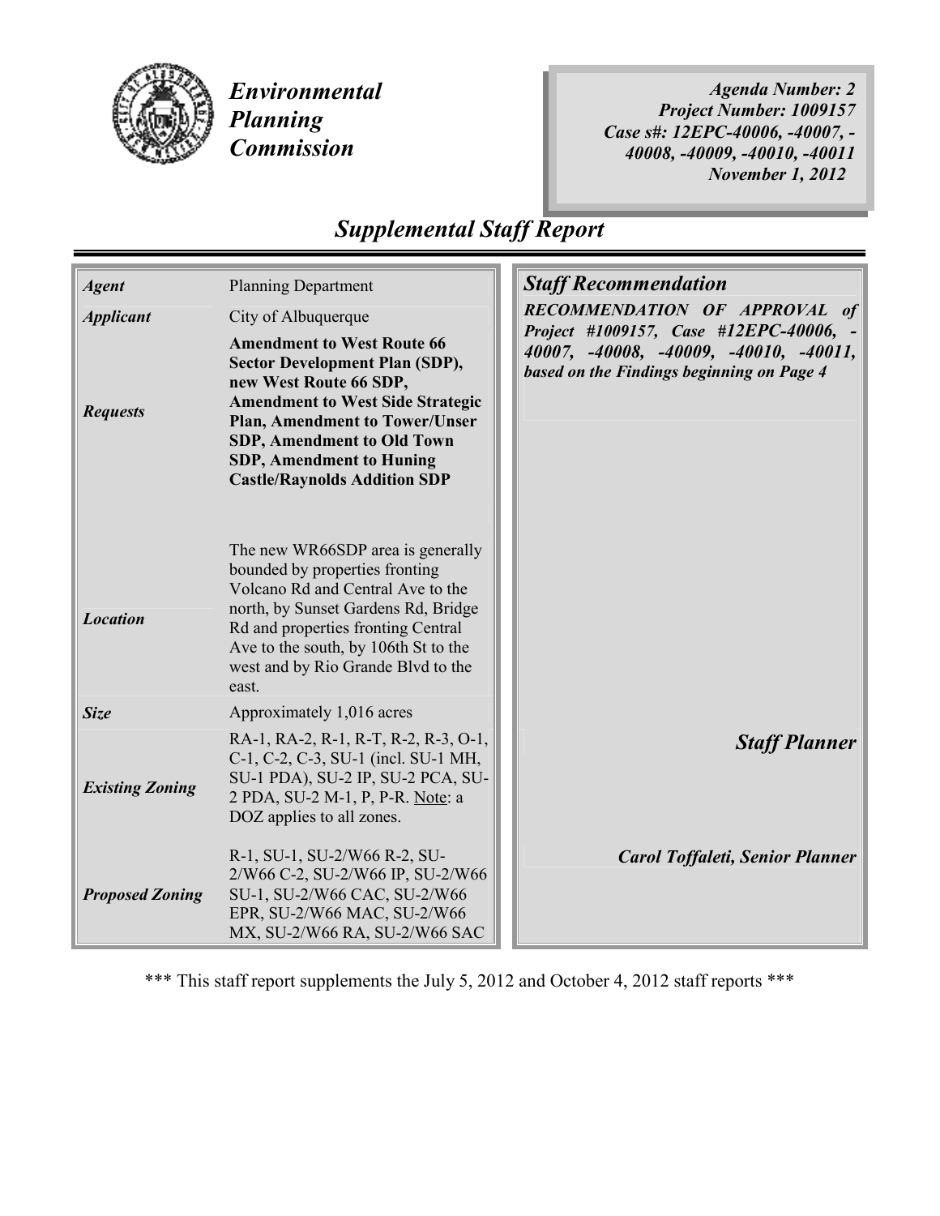*Environmental Planning Commission*

*Agenda Number: 2*
*Project Number: 1009157*
*Case s#: 12EPC-40006, -40007, -40008, -40009, -40010, -40011*
*November 1, 2012*

# *Supplemental Staff Report*

| | |
|---|---|
| ***Agent*** | Planning Department |
| ***Applicant*** | City of Albuquerque |
| ***Requests*** | **Amendment to West Route 66 Sector Development Plan (SDP), new West Route 66 SDP, Amendment to West Side Strategic Plan, Amendment to Tower/Unser SDP, Amendment to Old Town SDP, Amendment to Huning Castle/Raynolds Addition SDP** |
| ***Location*** | The new WR66SDP area is generally bounded by properties fronting Volcano Rd and Central Ave to the north, by Sunset Gardens Rd, Bridge Rd and properties fronting Central Ave to the south, by 106th St to the west and by Rio Grande Blvd to the east. |
| ***Size*** | Approximately 1,016 acres |
| ***Existing Zoning*** | RA-1, RA-2, R-1, R-T, R-2, R-3, O-1, C-1, C-2, C-3, SU-1 (incl. SU-1 MH, SU-1 PDA), SU-2 IP, SU-2 PCA, SU-2 PDA, SU-2 M-1, P, P-R. Note: a DOZ applies to all zones. |
| ***Proposed Zoning*** | R-1, SU-1, SU-2/W66 R-2, SU-2/W66 C-2, SU-2/W66 IP, SU-2/W66 SU-1, SU-2/W66 CAC, SU-2/W66 EPR, SU-2/W66 MAC, SU-2/W66 MX, SU-2/W66 RA, SU-2/W66 SAC |

## *Staff Recommendation*

***RECOMMENDATION OF APPROVAL of Project #1009157, Case #12EPC-40006, -40007, -40008, -40009, -40010, -40011, based on the Findings beginning on Page 4***

## *Staff Planner*

***Carol Toffaleti, Senior Planner***

\*\*\* This staff report supplements the July 5, 2012 and October 4, 2012 staff reports \*\*\*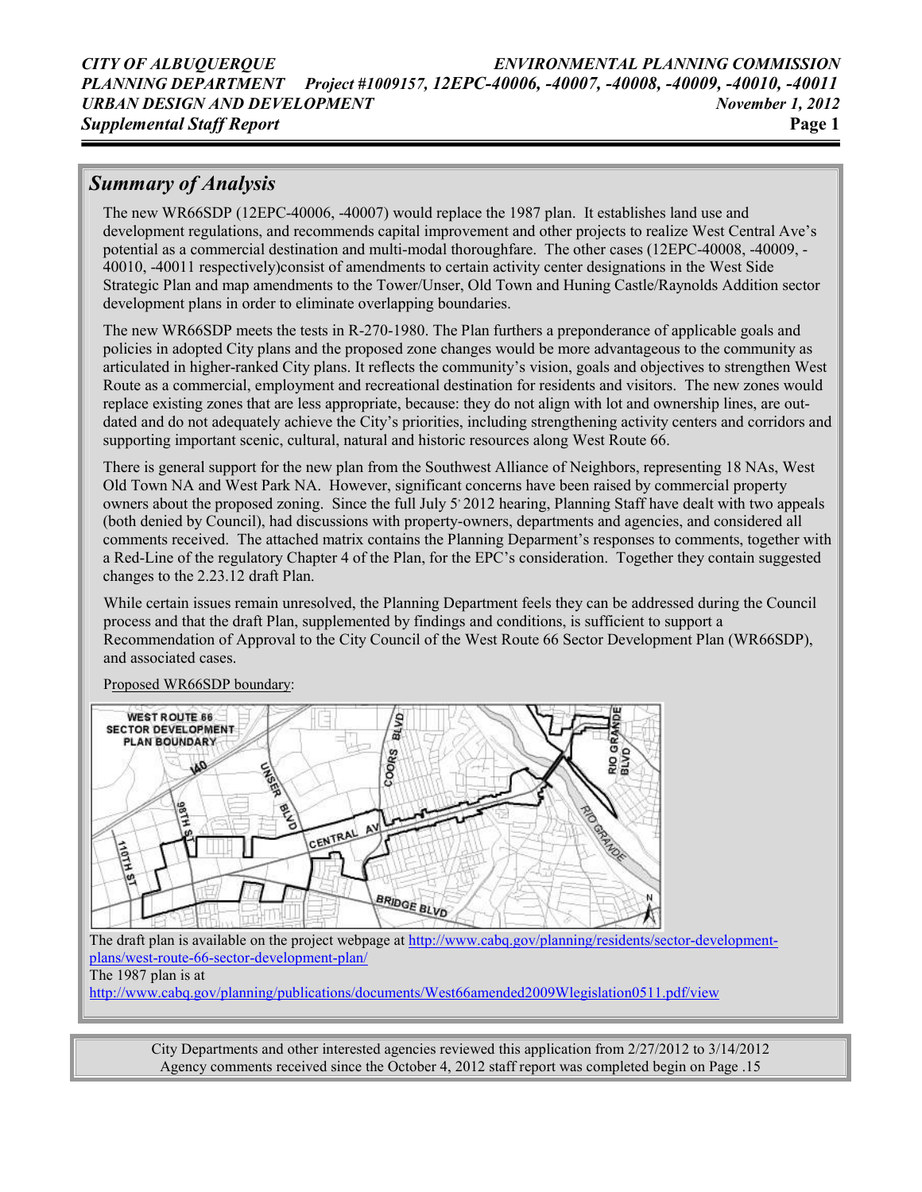## Summary of Analysis

The new WR66SDP (12EPC-40006, -40007) would replace the 1987 plan. It establishes land use and development regulations, and recommends capital improvement and other projects to realize West Central Ave's potential as a commercial destination and multi-modal thoroughfare. The other cases (12EPC-40008, -40009, -40010, -40011 respectively)consist of amendments to certain activity center designations in the West Side Strategic Plan and map amendments to the Tower/Unser, Old Town and Huning Castle/Raynolds Addition sector development plans in order to eliminate overlapping boundaries.

The new WR66SDP meets the tests in R-270-1980. The Plan furthers a preponderance of applicable goals and policies in adopted City plans and the proposed zone changes would be more advantageous to the community as articulated in higher-ranked City plans. It reflects the community's vision, goals and objectives to strengthen West Route as a commercial, employment and recreational destination for residents and visitors. The new zones would replace existing zones that are less appropriate, because: they do not align with lot and ownership lines, are out-dated and do not adequately achieve the City's priorities, including strengthening activity centers and corridors and supporting important scenic, cultural, natural and historic resources along West Route 66.

There is general support for the new plan from the Southwest Alliance of Neighbors, representing 18 NAs, West Old Town NA and West Park NA. However, significant concerns have been raised by commercial property owners about the proposed zoning. Since the full July 5, 2012 hearing, Planning Staff have dealt with two appeals (both denied by Council), had discussions with property-owners, departments and agencies, and considered all comments received. The attached matrix contains the Planning Deparment's responses to comments, together with a Red-Line of the regulatory Chapter 4 of the Plan, for the EPC's consideration. Together they contain suggested changes to the 2.23.12 draft Plan.

While certain issues remain unresolved, the Planning Department feels they can be addressed during the Council process and that the draft Plan, supplemented by findings and conditions, is sufficient to support a Recommendation of Approval to the City Council of the West Route 66 Sector Development Plan (WR66SDP), and associated cases.

Proposed WR66SDP boundary:

The draft plan is available on the project webpage at http://www.cabq.gov/planning/residents/sector-development-plans/west-route-66-sector-development-plan/

The 1987 plan is at http://www.cabq.gov/planning/publications/documents/West66amended2009Wlegislation0511.pdf/view

City Departments and other interested agencies reviewed this application from 2/27/2012 to 3/14/2012
Agency comments received since the October 4, 2012 staff report was completed begin on Page .15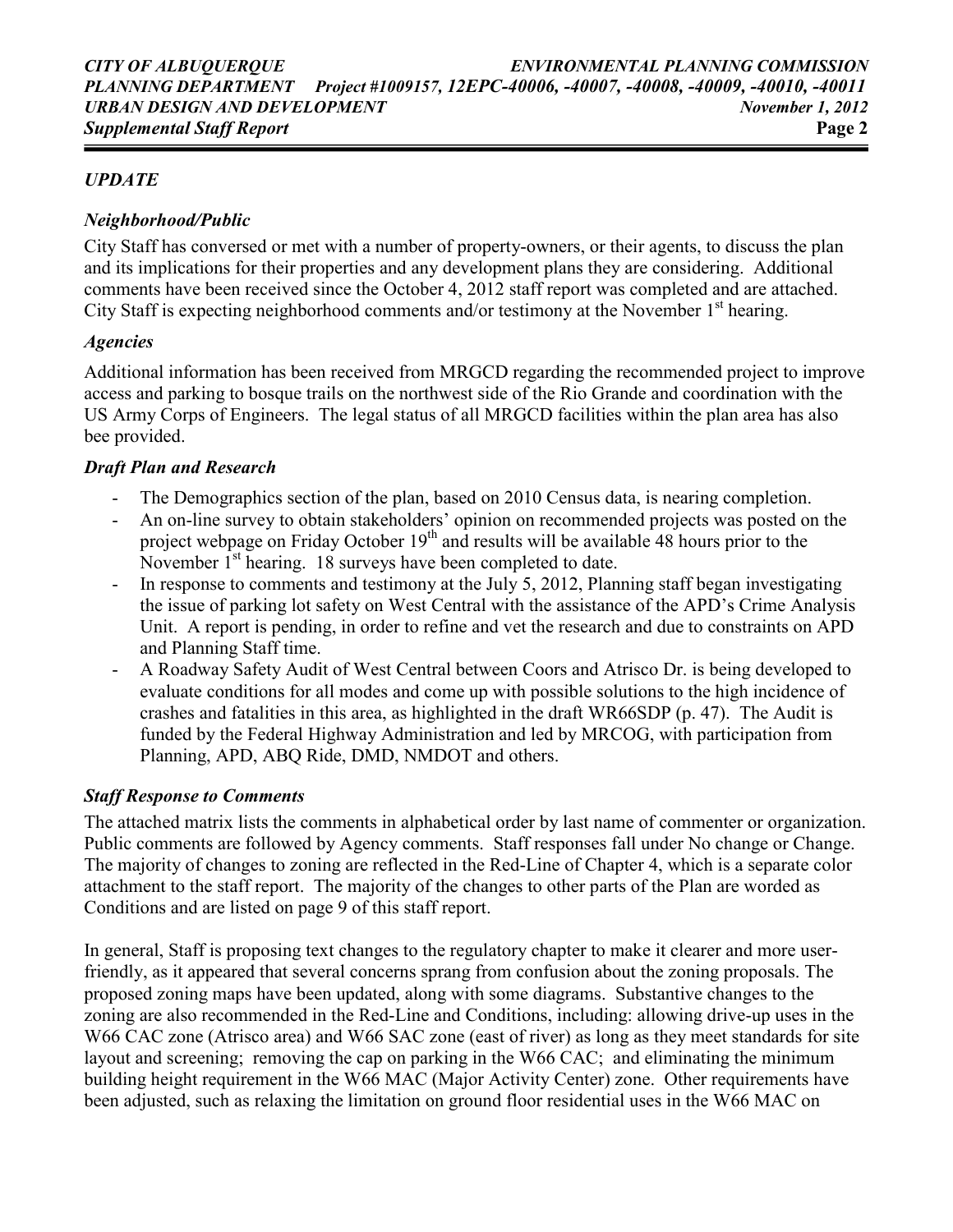## *UPDATE*

### *Neighborhood/Public*

City Staff has conversed or met with a number of property-owners, or their agents, to discuss the plan and its implications for their properties and any development plans they are considering. Additional comments have been received since the October 4, 2012 staff report was completed and are attached. City Staff is expecting neighborhood comments and/or testimony at the November 1st hearing.

### *Agencies*

Additional information has been received from MRGCD regarding the recommended project to improve access and parking to bosque trails on the northwest side of the Rio Grande and coordination with the US Army Corps of Engineers. The legal status of all MRGCD facilities within the plan area has also bee provided.

### *Draft Plan and Research*

- The Demographics section of the plan, based on 2010 Census data, is nearing completion.
- An on-line survey to obtain stakeholders' opinion on recommended projects was posted on the project webpage on Friday October 19th and results will be available 48 hours prior to the November 1st hearing. 18 surveys have been completed to date.
- In response to comments and testimony at the July 5, 2012, Planning staff began investigating the issue of parking lot safety on West Central with the assistance of the APD's Crime Analysis Unit. A report is pending, in order to refine and vet the research and due to constraints on APD and Planning Staff time.
- A Roadway Safety Audit of West Central between Coors and Atrisco Dr. is being developed to evaluate conditions for all modes and come up with possible solutions to the high incidence of crashes and fatalities in this area, as highlighted in the draft WR66SDP (p. 47). The Audit is funded by the Federal Highway Administration and led by MRCOG, with participation from Planning, APD, ABQ Ride, DMD, NMDOT and others.

### *Staff Response to Comments*

The attached matrix lists the comments in alphabetical order by last name of commenter or organization. Public comments are followed by Agency comments. Staff responses fall under No change or Change. The majority of changes to zoning are reflected in the Red-Line of Chapter 4, which is a separate color attachment to the staff report. The majority of the changes to other parts of the Plan are worded as Conditions and are listed on page 9 of this staff report.

In general, Staff is proposing text changes to the regulatory chapter to make it clearer and more user-friendly, as it appeared that several concerns sprang from confusion about the zoning proposals. The proposed zoning maps have been updated, along with some diagrams. Substantive changes to the zoning are also recommended in the Red-Line and Conditions, including: allowing drive-up uses in the W66 CAC zone (Atrisco area) and W66 SAC zone (east of river) as long as they meet standards for site layout and screening; removing the cap on parking in the W66 CAC; and eliminating the minimum building height requirement in the W66 MAC (Major Activity Center) zone. Other requirements have been adjusted, such as relaxing the limitation on ground floor residential uses in the W66 MAC on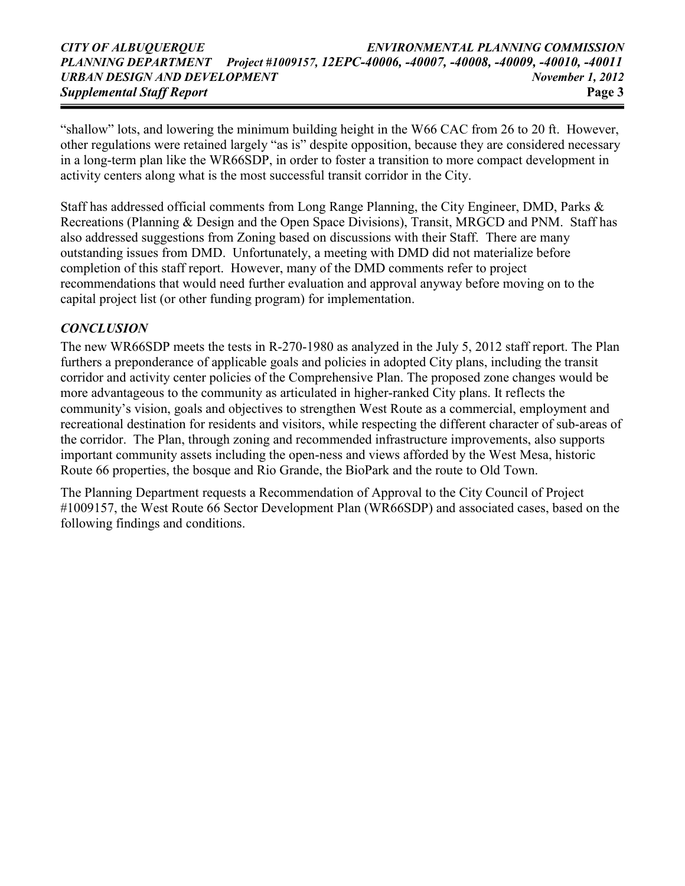"shallow" lots, and lowering the minimum building height in the W66 CAC from 26 to 20 ft. However, other regulations were retained largely "as is" despite opposition, because they are considered necessary in a long-term plan like the WR66SDP, in order to foster a transition to more compact development in activity centers along what is the most successful transit corridor in the City.

Staff has addressed official comments from Long Range Planning, the City Engineer, DMD, Parks & Recreations (Planning & Design and the Open Space Divisions), Transit, MRGCD and PNM. Staff has also addressed suggestions from Zoning based on discussions with their Staff. There are many outstanding issues from DMD. Unfortunately, a meeting with DMD did not materialize before completion of this staff report. However, many of the DMD comments refer to project recommendations that would need further evaluation and approval anyway before moving on to the capital project list (or other funding program) for implementation.

### *CONCLUSION*

The new WR66SDP meets the tests in R-270-1980 as analyzed in the July 5, 2012 staff report. The Plan furthers a preponderance of applicable goals and policies in adopted City plans, including the transit corridor and activity center policies of the Comprehensive Plan. The proposed zone changes would be more advantageous to the community as articulated in higher-ranked City plans. It reflects the community's vision, goals and objectives to strengthen West Route as a commercial, employment and recreational destination for residents and visitors, while respecting the different character of sub-areas of the corridor. The Plan, through zoning and recommended infrastructure improvements, also supports important community assets including the open-ness and views afforded by the West Mesa, historic Route 66 properties, the bosque and Rio Grande, the BioPark and the route to Old Town.

The Planning Department requests a Recommendation of Approval to the City Council of Project #1009157, the West Route 66 Sector Development Plan (WR66SDP) and associated cases, based on the following findings and conditions.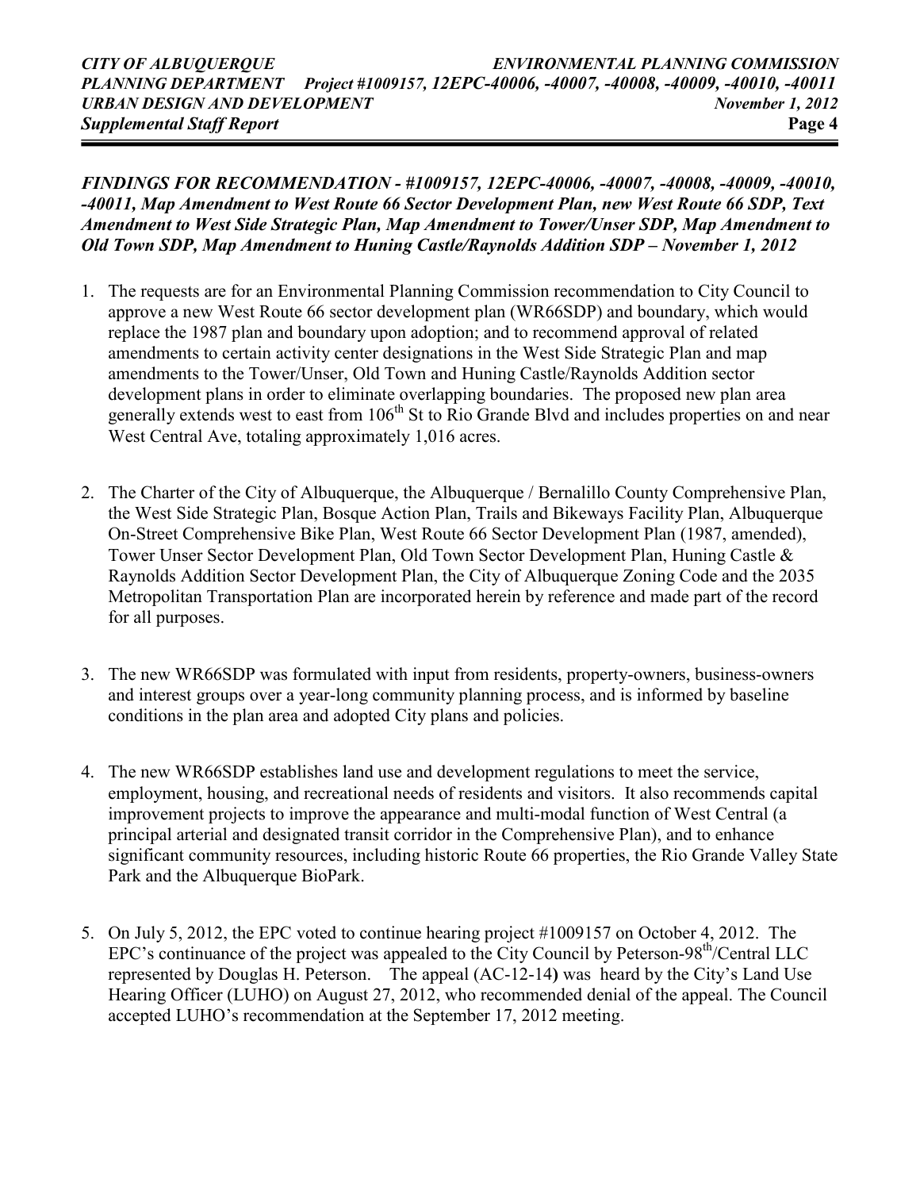***FINDINGS FOR RECOMMENDATION - #1009157, 12EPC-40006, -40007, -40008, -40009, -40010, -40011, Map Amendment to West Route 66 Sector Development Plan, new West Route 66 SDP, Text Amendment to West Side Strategic Plan, Map Amendment to Tower/Unser SDP, Map Amendment to Old Town SDP, Map Amendment to Huning Castle/Raynolds Addition SDP – November 1, 2012***

1. The requests are for an Environmental Planning Commission recommendation to City Council to approve a new West Route 66 sector development plan (WR66SDP) and boundary, which would replace the 1987 plan and boundary upon adoption; and to recommend approval of related amendments to certain activity center designations in the West Side Strategic Plan and map amendments to the Tower/Unser, Old Town and Huning Castle/Raynolds Addition sector development plans in order to eliminate overlapping boundaries. The proposed new plan area generally extends west to east from 106th St to Rio Grande Blvd and includes properties on and near West Central Ave, totaling approximately 1,016 acres.

2. The Charter of the City of Albuquerque, the Albuquerque / Bernalillo County Comprehensive Plan, the West Side Strategic Plan, Bosque Action Plan, Trails and Bikeways Facility Plan, Albuquerque On-Street Comprehensive Bike Plan, West Route 66 Sector Development Plan (1987, amended), Tower Unser Sector Development Plan, Old Town Sector Development Plan, Huning Castle & Raynolds Addition Sector Development Plan, the City of Albuquerque Zoning Code and the 2035 Metropolitan Transportation Plan are incorporated herein by reference and made part of the record for all purposes.

3. The new WR66SDP was formulated with input from residents, property-owners, business-owners and interest groups over a year-long community planning process, and is informed by baseline conditions in the plan area and adopted City plans and policies.

4. The new WR66SDP establishes land use and development regulations to meet the service, employment, housing, and recreational needs of residents and visitors. It also recommends capital improvement projects to improve the appearance and multi-modal function of West Central (a principal arterial and designated transit corridor in the Comprehensive Plan), and to enhance significant community resources, including historic Route 66 properties, the Rio Grande Valley State Park and the Albuquerque BioPark.

5. On July 5, 2012, the EPC voted to continue hearing project #1009157 on October 4, 2012. The EPC's continuance of the project was appealed to the City Council by Peterson-98th/Central LLC represented by Douglas H. Peterson. The appeal (AC-12-14) was heard by the City's Land Use Hearing Officer (LUHO) on August 27, 2012, who recommended denial of the appeal. The Council accepted LUHO's recommendation at the September 17, 2012 meeting.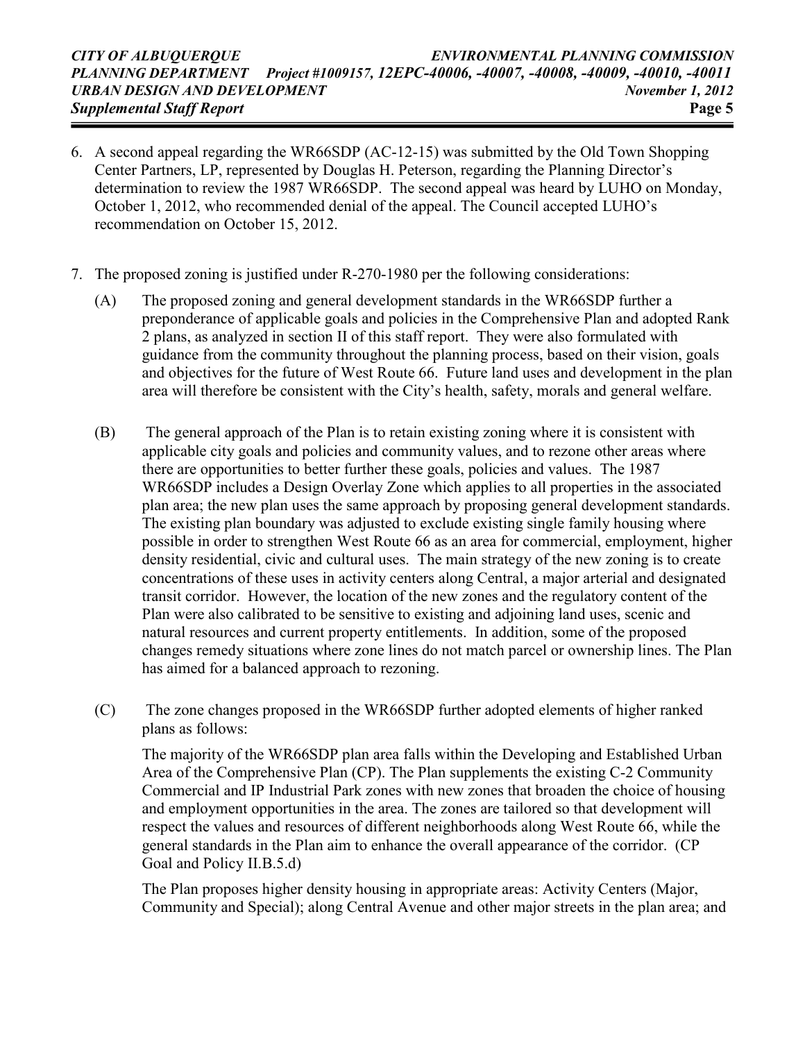6. A second appeal regarding the WR66SDP (AC-12-15) was submitted by the Old Town Shopping Center Partners, LP, represented by Douglas H. Peterson, regarding the Planning Director's determination to review the 1987 WR66SDP. The second appeal was heard by LUHO on Monday, October 1, 2012, who recommended denial of the appeal. The Council accepted LUHO's recommendation on October 15, 2012.

7. The proposed zoning is justified under R-270-1980 per the following considerations:

   (A) The proposed zoning and general development standards in the WR66SDP further a preponderance of applicable goals and policies in the Comprehensive Plan and adopted Rank 2 plans, as analyzed in section II of this staff report. They were also formulated with guidance from the community throughout the planning process, based on their vision, goals and objectives for the future of West Route 66. Future land uses and development in the plan area will therefore be consistent with the City's health, safety, morals and general welfare.

   (B) The general approach of the Plan is to retain existing zoning where it is consistent with applicable city goals and policies and community values, and to rezone other areas where there are opportunities to better further these goals, policies and values. The 1987 WR66SDP includes a Design Overlay Zone which applies to all properties in the associated plan area; the new plan uses the same approach by proposing general development standards. The existing plan boundary was adjusted to exclude existing single family housing where possible in order to strengthen West Route 66 as an area for commercial, employment, higher density residential, civic and cultural uses. The main strategy of the new zoning is to create concentrations of these uses in activity centers along Central, a major arterial and designated transit corridor. However, the location of the new zones and the regulatory content of the Plan were also calibrated to be sensitive to existing and adjoining land uses, scenic and natural resources and current property entitlements. In addition, some of the proposed changes remedy situations where zone lines do not match parcel or ownership lines. The Plan has aimed for a balanced approach to rezoning.

   (C) The zone changes proposed in the WR66SDP further adopted elements of higher ranked plans as follows:

   The majority of the WR66SDP plan area falls within the Developing and Established Urban Area of the Comprehensive Plan (CP). The Plan supplements the existing C-2 Community Commercial and IP Industrial Park zones with new zones that broaden the choice of housing and employment opportunities in the area. The zones are tailored so that development will respect the values and resources of different neighborhoods along West Route 66, while the general standards in the Plan aim to enhance the overall appearance of the corridor. (CP Goal and Policy II.B.5.d)

   The Plan proposes higher density housing in appropriate areas: Activity Centers (Major, Community and Special); along Central Avenue and other major streets in the plan area; and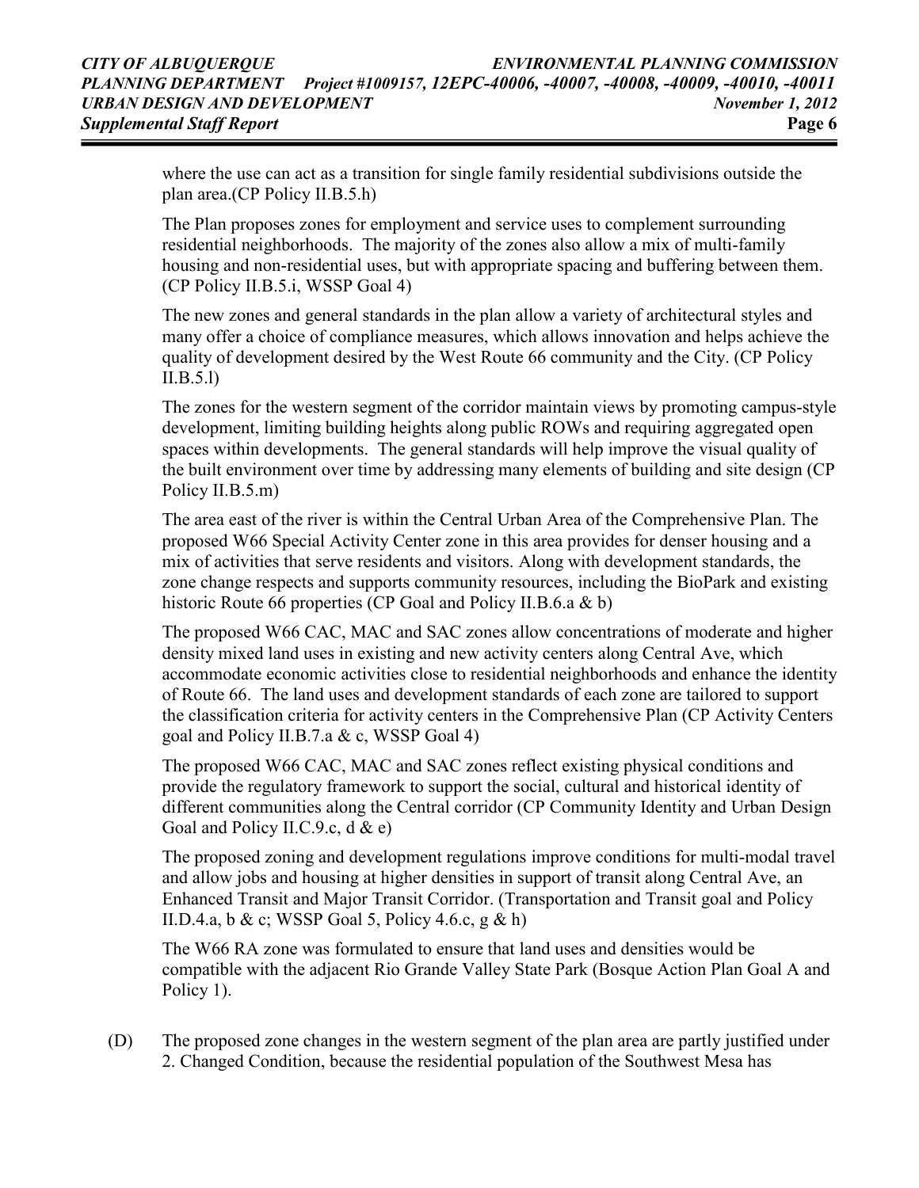where the use can act as a transition for single family residential subdivisions outside the plan area.(CP Policy II.B.5.h)

The Plan proposes zones for employment and service uses to complement surrounding residential neighborhoods. The majority of the zones also allow a mix of multi-family housing and non-residential uses, but with appropriate spacing and buffering between them. (CP Policy II.B.5.i, WSSP Goal 4)

The new zones and general standards in the plan allow a variety of architectural styles and many offer a choice of compliance measures, which allows innovation and helps achieve the quality of development desired by the West Route 66 community and the City. (CP Policy II.B.5.l)

The zones for the western segment of the corridor maintain views by promoting campus-style development, limiting building heights along public ROWs and requiring aggregated open spaces within developments. The general standards will help improve the visual quality of the built environment over time by addressing many elements of building and site design (CP Policy II.B.5.m)

The area east of the river is within the Central Urban Area of the Comprehensive Plan. The proposed W66 Special Activity Center zone in this area provides for denser housing and a mix of activities that serve residents and visitors. Along with development standards, the zone change respects and supports community resources, including the BioPark and existing historic Route 66 properties (CP Goal and Policy II.B.6.a & b)

The proposed W66 CAC, MAC and SAC zones allow concentrations of moderate and higher density mixed land uses in existing and new activity centers along Central Ave, which accommodate economic activities close to residential neighborhoods and enhance the identity of Route 66. The land uses and development standards of each zone are tailored to support the classification criteria for activity centers in the Comprehensive Plan (CP Activity Centers goal and Policy II.B.7.a & c, WSSP Goal 4)

The proposed W66 CAC, MAC and SAC zones reflect existing physical conditions and provide the regulatory framework to support the social, cultural and historical identity of different communities along the Central corridor (CP Community Identity and Urban Design Goal and Policy II.C.9.c, d & e)

The proposed zoning and development regulations improve conditions for multi-modal travel and allow jobs and housing at higher densities in support of transit along Central Ave, an Enhanced Transit and Major Transit Corridor. (Transportation and Transit goal and Policy II.D.4.a, b & c; WSSP Goal 5, Policy 4.6.c, g & h)

The W66 RA zone was formulated to ensure that land uses and densities would be compatible with the adjacent Rio Grande Valley State Park (Bosque Action Plan Goal A and Policy 1).

(D) The proposed zone changes in the western segment of the plan area are partly justified under 2. Changed Condition, because the residential population of the Southwest Mesa has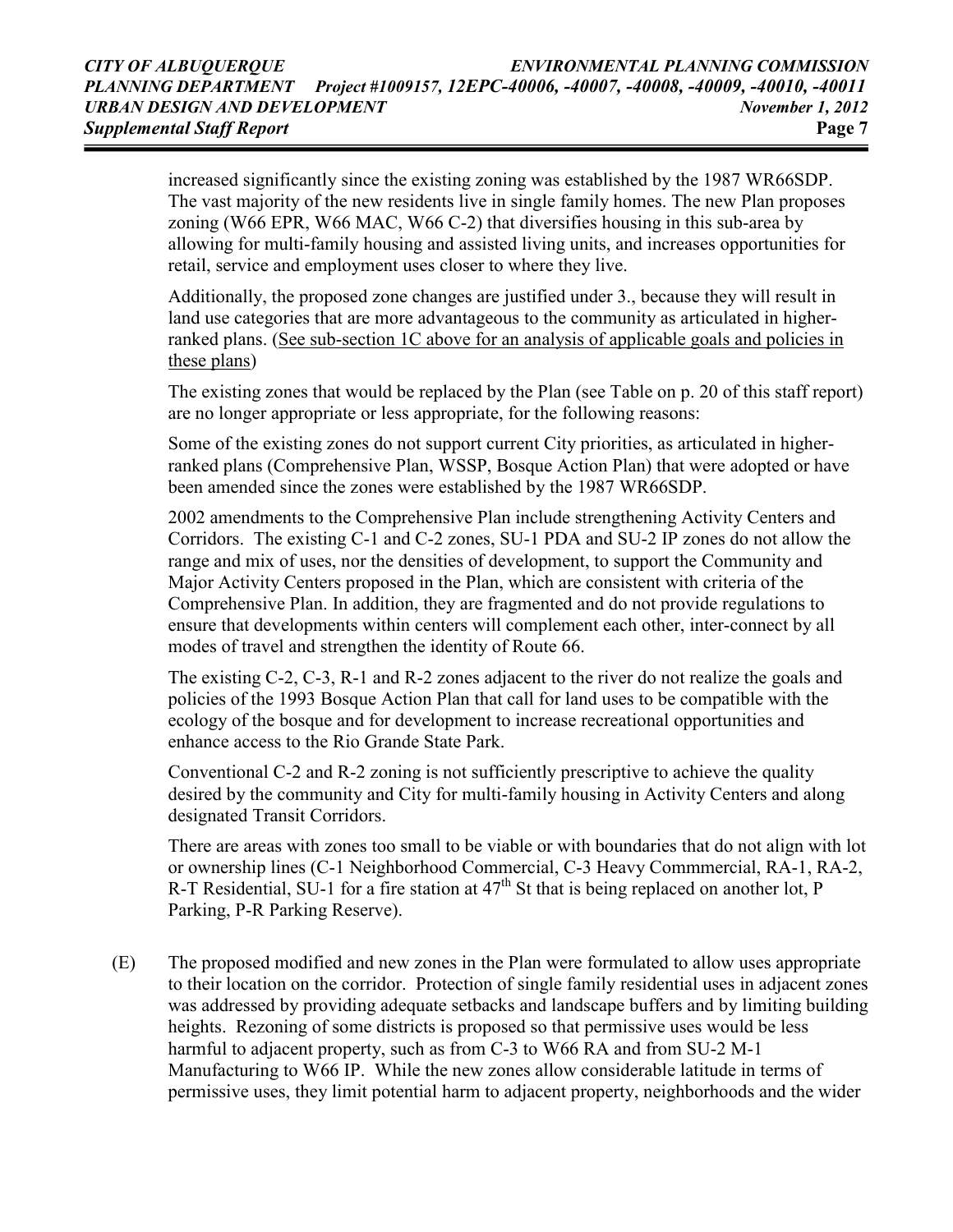increased significantly since the existing zoning was established by the 1987 WR66SDP. The vast majority of the new residents live in single family homes. The new Plan proposes zoning (W66 EPR, W66 MAC, W66 C-2) that diversifies housing in this sub-area by allowing for multi-family housing and assisted living units, and increases opportunities for retail, service and employment uses closer to where they live.

Additionally, the proposed zone changes are justified under 3., because they will result in land use categories that are more advantageous to the community as articulated in higher-ranked plans. (See sub-section 1C above for an analysis of applicable goals and policies in these plans)

The existing zones that would be replaced by the Plan (see Table on p. 20 of this staff report) are no longer appropriate or less appropriate, for the following reasons:

Some of the existing zones do not support current City priorities, as articulated in higher-ranked plans (Comprehensive Plan, WSSP, Bosque Action Plan) that were adopted or have been amended since the zones were established by the 1987 WR66SDP.

2002 amendments to the Comprehensive Plan include strengthening Activity Centers and Corridors. The existing C-1 and C-2 zones, SU-1 PDA and SU-2 IP zones do not allow the range and mix of uses, nor the densities of development, to support the Community and Major Activity Centers proposed in the Plan, which are consistent with criteria of the Comprehensive Plan. In addition, they are fragmented and do not provide regulations to ensure that developments within centers will complement each other, inter-connect by all modes of travel and strengthen the identity of Route 66.

The existing C-2, C-3, R-1 and R-2 zones adjacent to the river do not realize the goals and policies of the 1993 Bosque Action Plan that call for land uses to be compatible with the ecology of the bosque and for development to increase recreational opportunities and enhance access to the Rio Grande State Park.

Conventional C-2 and R-2 zoning is not sufficiently prescriptive to achieve the quality desired by the community and City for multi-family housing in Activity Centers and along designated Transit Corridors.

There are areas with zones too small to be viable or with boundaries that do not align with lot or ownership lines (C-1 Neighborhood Commercial, C-3 Heavy Commmercial, RA-1, RA-2, R-T Residential, SU-1 for a fire station at 47th St that is being replaced on another lot, P Parking, P-R Parking Reserve).

(E) The proposed modified and new zones in the Plan were formulated to allow uses appropriate to their location on the corridor. Protection of single family residential uses in adjacent zones was addressed by providing adequate setbacks and landscape buffers and by limiting building heights. Rezoning of some districts is proposed so that permissive uses would be less harmful to adjacent property, such as from C-3 to W66 RA and from SU-2 M-1 Manufacturing to W66 IP. While the new zones allow considerable latitude in terms of permissive uses, they limit potential harm to adjacent property, neighborhoods and the wider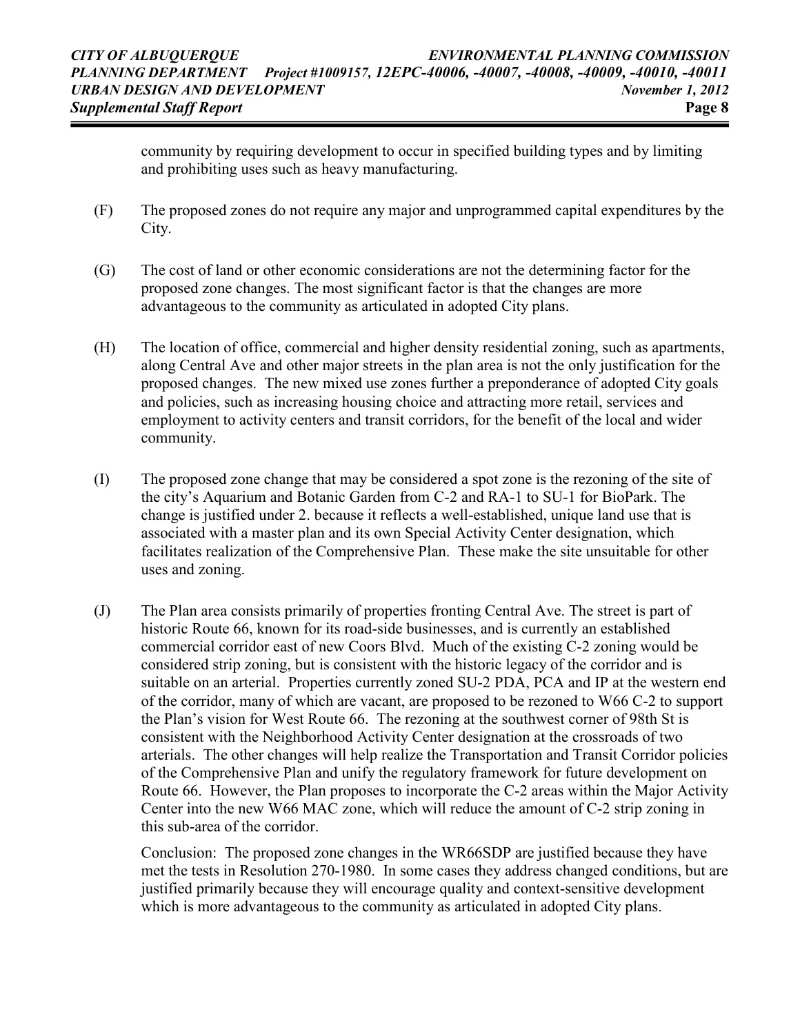community by requiring development to occur in specified building types and by limiting and prohibiting uses such as heavy manufacturing.

(F) The proposed zones do not require any major and unprogrammed capital expenditures by the City.

(G) The cost of land or other economic considerations are not the determining factor for the proposed zone changes. The most significant factor is that the changes are more advantageous to the community as articulated in adopted City plans.

(H) The location of office, commercial and higher density residential zoning, such as apartments, along Central Ave and other major streets in the plan area is not the only justification for the proposed changes. The new mixed use zones further a preponderance of adopted City goals and policies, such as increasing housing choice and attracting more retail, services and employment to activity centers and transit corridors, for the benefit of the local and wider community.

(I) The proposed zone change that may be considered a spot zone is the rezoning of the site of the city's Aquarium and Botanic Garden from C-2 and RA-1 to SU-1 for BioPark. The change is justified under 2. because it reflects a well-established, unique land use that is associated with a master plan and its own Special Activity Center designation, which facilitates realization of the Comprehensive Plan. These make the site unsuitable for other uses and zoning.

(J) The Plan area consists primarily of properties fronting Central Ave. The street is part of historic Route 66, known for its road-side businesses, and is currently an established commercial corridor east of new Coors Blvd. Much of the existing C-2 zoning would be considered strip zoning, but is consistent with the historic legacy of the corridor and is suitable on an arterial. Properties currently zoned SU-2 PDA, PCA and IP at the western end of the corridor, many of which are vacant, are proposed to be rezoned to W66 C-2 to support the Plan's vision for West Route 66. The rezoning at the southwest corner of 98th St is consistent with the Neighborhood Activity Center designation at the crossroads of two arterials. The other changes will help realize the Transportation and Transit Corridor policies of the Comprehensive Plan and unify the regulatory framework for future development on Route 66. However, the Plan proposes to incorporate the C-2 areas within the Major Activity Center into the new W66 MAC zone, which will reduce the amount of C-2 strip zoning in this sub-area of the corridor.

Conclusion: The proposed zone changes in the WR66SDP are justified because they have met the tests in Resolution 270-1980. In some cases they address changed conditions, but are justified primarily because they will encourage quality and context-sensitive development which is more advantageous to the community as articulated in adopted City plans.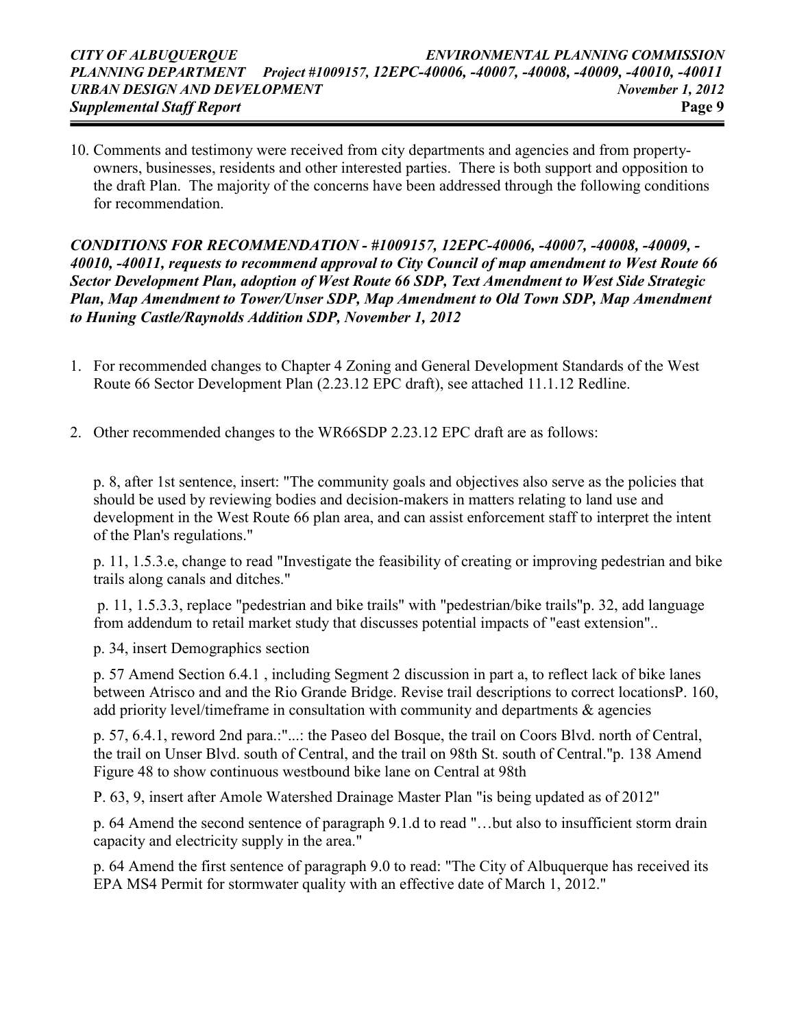10. Comments and testimony were received from city departments and agencies and from property-owners, businesses, residents and other interested parties. There is both support and opposition to the draft Plan. The majority of the concerns have been addressed through the following conditions for recommendation.

***CONDITIONS FOR RECOMMENDATION - #1009157, 12EPC-40006, -40007, -40008, -40009, -40010, -40011, requests to recommend approval to City Council of map amendment to West Route 66 Sector Development Plan, adoption of West Route 66 SDP, Text Amendment to West Side Strategic Plan, Map Amendment to Tower/Unser SDP, Map Amendment to Old Town SDP, Map Amendment to Huning Castle/Raynolds Addition SDP, November 1, 2012***

1. For recommended changes to Chapter 4 Zoning and General Development Standards of the West Route 66 Sector Development Plan (2.23.12 EPC draft), see attached 11.1.12 Redline.

2. Other recommended changes to the WR66SDP 2.23.12 EPC draft are as follows:

   p. 8, after 1st sentence, insert: "The community goals and objectives also serve as the policies that should be used by reviewing bodies and decision-makers in matters relating to land use and development in the West Route 66 plan area, and can assist enforcement staff to interpret the intent of the Plan's regulations."

   p. 11, 1.5.3.e, change to read "Investigate the feasibility of creating or improving pedestrian and bike trails along canals and ditches."

   p. 11, 1.5.3.3, replace "pedestrian and bike trails" with "pedestrian/bike trails"p. 32, add language from addendum to retail market study that discusses potential impacts of "east extension"..

   p. 34, insert Demographics section

   p. 57 Amend Section 6.4.1 , including Segment 2 discussion in part a, to reflect lack of bike lanes between Atrisco and and the Rio Grande Bridge. Revise trail descriptions to correct locationsP. 160, add priority level/timeframe in consultation with community and departments & agencies

   p. 57, 6.4.1, reword 2nd para.:"...: the Paseo del Bosque, the trail on Coors Blvd. north of Central, the trail on Unser Blvd. south of Central, and the trail on 98th St. south of Central."p. 138 Amend Figure 48 to show continuous westbound bike lane on Central at 98th

   P. 63, 9, insert after Amole Watershed Drainage Master Plan "is being updated as of 2012"

   p. 64 Amend the second sentence of paragraph 9.1.d to read "…but also to insufficient storm drain capacity and electricity supply in the area."

   p. 64 Amend the first sentence of paragraph 9.0 to read: "The City of Albuquerque has received its EPA MS4 Permit for stormwater quality with an effective date of March 1, 2012."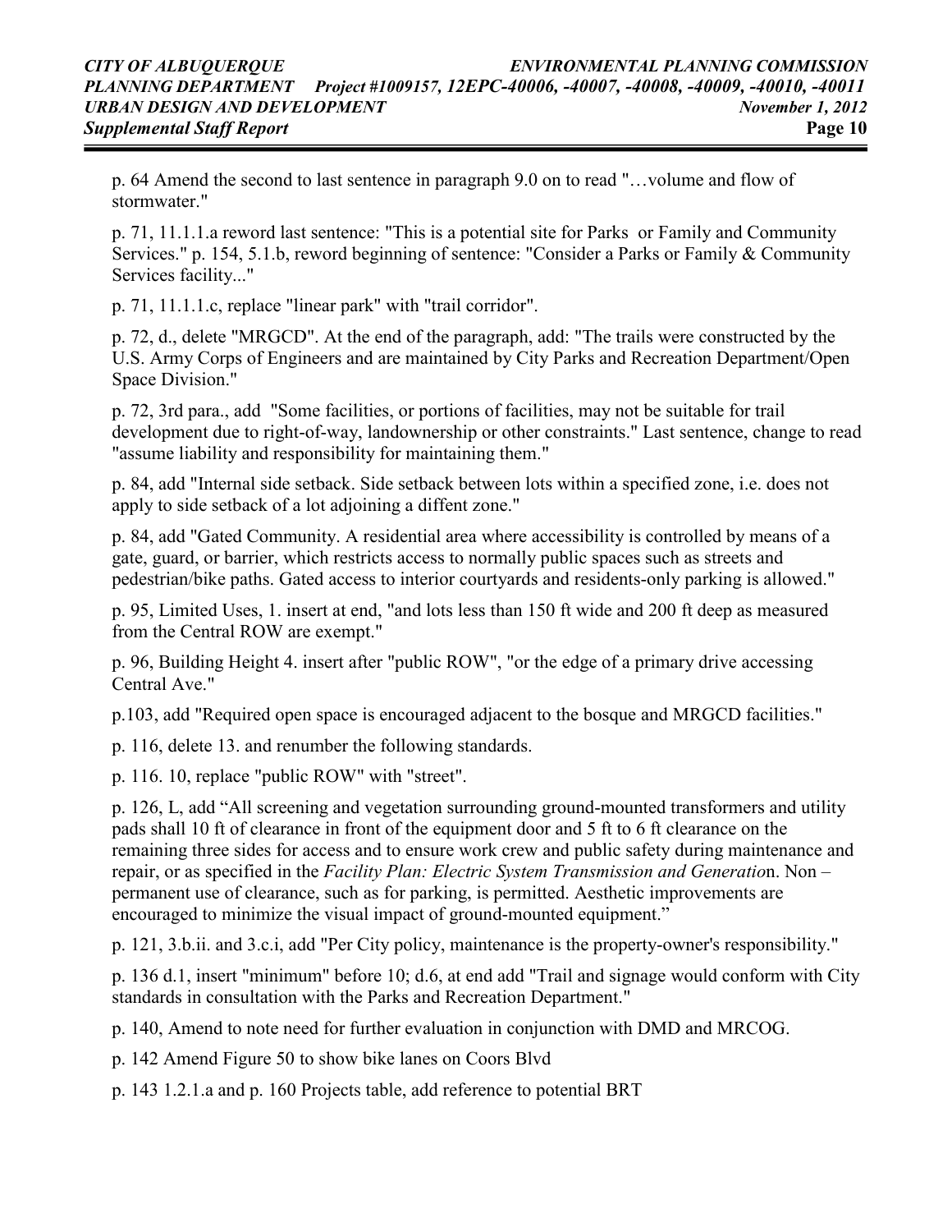p. 64 Amend the second to last sentence in paragraph 9.0 on to read "…volume and flow of stormwater."

p. 71, 11.1.1.a reword last sentence: "This is a potential site for Parks  or Family and Community Services." p. 154, 5.1.b, reword beginning of sentence: "Consider a Parks or Family & Community Services facility..."

p. 71, 11.1.1.c, replace "linear park" with "trail corridor".

p. 72, d., delete "MRGCD". At the end of the paragraph, add: "The trails were constructed by the U.S. Army Corps of Engineers and are maintained by City Parks and Recreation Department/Open Space Division."

p. 72, 3rd para., add  "Some facilities, or portions of facilities, may not be suitable for trail development due to right-of-way, landownership or other constraints." Last sentence, change to read "assume liability and responsibility for maintaining them."

p. 84, add "Internal side setback. Side setback between lots within a specified zone, i.e. does not apply to side setback of a lot adjoining a diffent zone."

p. 84, add "Gated Community. A residential area where accessibility is controlled by means of a gate, guard, or barrier, which restricts access to normally public spaces such as streets and pedestrian/bike paths. Gated access to interior courtyards and residents-only parking is allowed."

p. 95, Limited Uses, 1. insert at end, "and lots less than 150 ft wide and 200 ft deep as measured from the Central ROW are exempt."

p. 96, Building Height 4. insert after "public ROW", "or the edge of a primary drive accessing Central Ave."

p.103, add "Required open space is encouraged adjacent to the bosque and MRGCD facilities."

p. 116, delete 13. and renumber the following standards.

p. 116. 10, replace "public ROW" with "street".

p. 126, L, add "All screening and vegetation surrounding ground-mounted transformers and utility pads shall 10 ft of clearance in front of the equipment door and 5 ft to 6 ft clearance on the remaining three sides for access and to ensure work crew and public safety during maintenance and repair, or as specified in the *Facility Plan: Electric System Transmission and Generatio*n. Non – permanent use of clearance, such as for parking, is permitted. Aesthetic improvements are encouraged to minimize the visual impact of ground-mounted equipment."

p. 121, 3.b.ii. and 3.c.i, add "Per City policy, maintenance is the property-owner's responsibility."

p. 136 d.1, insert "minimum" before 10; d.6, at end add "Trail and signage would conform with City standards in consultation with the Parks and Recreation Department."

p. 140, Amend to note need for further evaluation in conjunction with DMD and MRCOG.

p. 142 Amend Figure 50 to show bike lanes on Coors Blvd

p. 143 1.2.1.a and p. 160 Projects table, add reference to potential BRT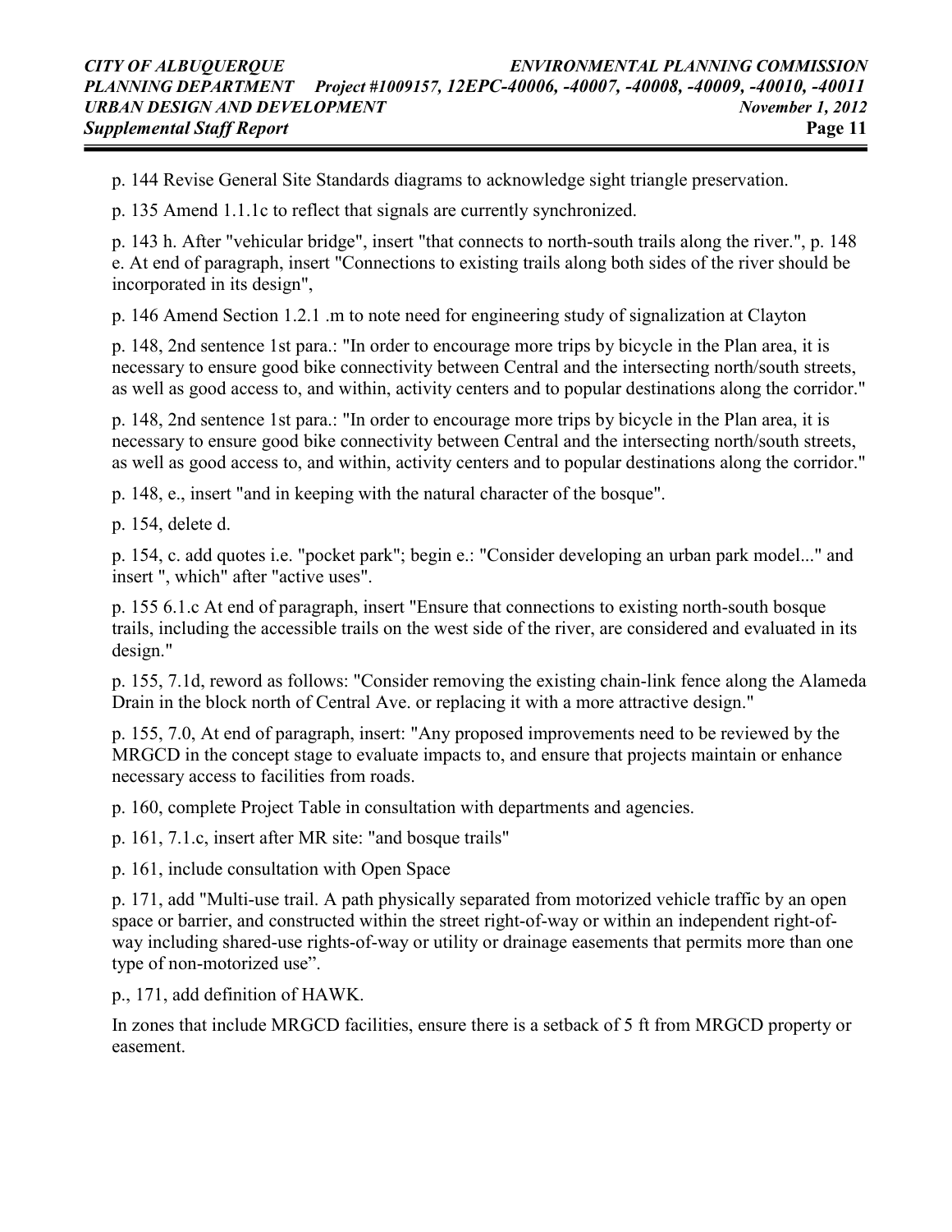p. 144 Revise General Site Standards diagrams to acknowledge sight triangle preservation.

p. 135 Amend 1.1.1c to reflect that signals are currently synchronized.

p. 143 h. After "vehicular bridge", insert "that connects to north-south trails along the river.", p. 148 e. At end of paragraph, insert "Connections to existing trails along both sides of the river should be incorporated in its design",

p. 146 Amend Section 1.2.1 .m to note need for engineering study of signalization at Clayton

p. 148, 2nd sentence 1st para.: "In order to encourage more trips by bicycle in the Plan area, it is necessary to ensure good bike connectivity between Central and the intersecting north/south streets, as well as good access to, and within, activity centers and to popular destinations along the corridor."

p. 148, 2nd sentence 1st para.: "In order to encourage more trips by bicycle in the Plan area, it is necessary to ensure good bike connectivity between Central and the intersecting north/south streets, as well as good access to, and within, activity centers and to popular destinations along the corridor."

p. 148, e., insert "and in keeping with the natural character of the bosque".

p. 154, delete d.

p. 154, c. add quotes i.e. "pocket park"; begin e.: "Consider developing an urban park model..." and insert ", which" after "active uses".

p. 155 6.1.c At end of paragraph, insert "Ensure that connections to existing north-south bosque trails, including the accessible trails on the west side of the river, are considered and evaluated in its design."

p. 155, 7.1d, reword as follows: "Consider removing the existing chain-link fence along the Alameda Drain in the block north of Central Ave. or replacing it with a more attractive design."

p. 155, 7.0, At end of paragraph, insert: "Any proposed improvements need to be reviewed by the MRGCD in the concept stage to evaluate impacts to, and ensure that projects maintain or enhance necessary access to facilities from roads.

p. 160, complete Project Table in consultation with departments and agencies.

p. 161, 7.1.c, insert after MR site: "and bosque trails"

p. 161, include consultation with Open Space

p. 171, add "Multi-use trail. A path physically separated from motorized vehicle traffic by an open space or barrier, and constructed within the street right-of-way or within an independent right-of-way including shared-use rights-of-way or utility or drainage easements that permits more than one type of non-motorized use".

p., 171, add definition of HAWK.

In zones that include MRGCD facilities, ensure there is a setback of 5 ft from MRGCD property or easement.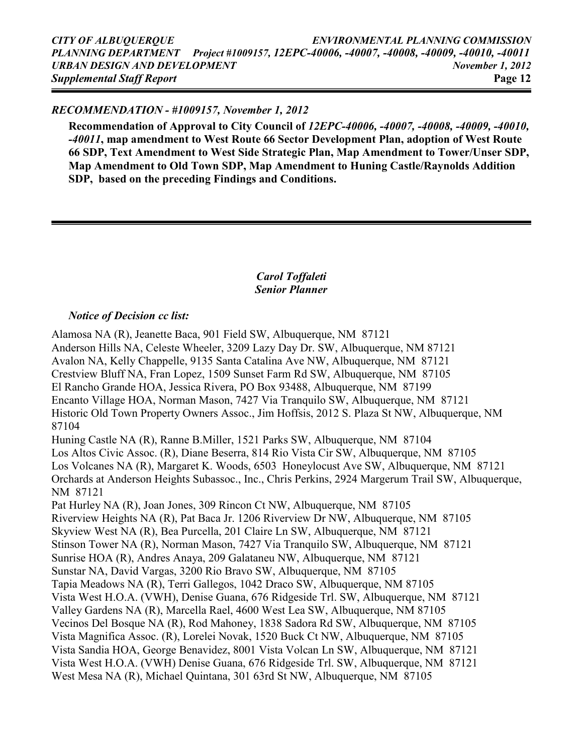*RECOMMENDATION - #1009157, November 1, 2012*

**Recommendation of Approval to City Council of *12EPC-40006, -40007, -40008, -40009, -40010, -40011*, map amendment to West Route 66 Sector Development Plan, adoption of West Route 66 SDP, Text Amendment to West Side Strategic Plan, Map Amendment to Tower/Unser SDP, Map Amendment to Old Town SDP, Map Amendment to Huning Castle/Raynolds Addition SDP, based on the preceding Findings and Conditions.**

***Carol Toffaleti***
***Senior Planner***

***Notice of Decision cc list:***

Alamosa NA (R), Jeanette Baca, 901 Field SW, Albuquerque, NM 87121
Anderson Hills NA, Celeste Wheeler, 3209 Lazy Day Dr. SW, Albuquerque, NM 87121
Avalon NA, Kelly Chappelle, 9135 Santa Catalina Ave NW, Albuquerque, NM 87121
Crestview Bluff NA, Fran Lopez, 1509 Sunset Farm Rd SW, Albuquerque, NM 87105
El Rancho Grande HOA, Jessica Rivera, PO Box 93488, Albuquerque, NM 87199
Encanto Village HOA, Norman Mason, 7427 Via Tranquilo SW, Albuquerque, NM 87121
Historic Old Town Property Owners Assoc., Jim Hoffsis, 2012 S. Plaza St NW, Albuquerque, NM 87104
Huning Castle NA (R), Ranne B.Miller, 1521 Parks SW, Albuquerque, NM 87104
Los Altos Civic Assoc. (R), Diane Beserra, 814 Rio Vista Cir SW, Albuquerque, NM 87105
Los Volcanes NA (R), Margaret K. Woods, 6503 Honeylocust Ave SW, Albuquerque, NM 87121
Orchards at Anderson Heights Subassoc., Inc., Chris Perkins, 2924 Margerum Trail SW, Albuquerque, NM 87121
Pat Hurley NA (R), Joan Jones, 309 Rincon Ct NW, Albuquerque, NM 87105
Riverview Heights NA (R), Pat Baca Jr. 1206 Riverview Dr NW, Albuquerque, NM 87105
Skyview West NA (R), Bea Purcella, 201 Claire Ln SW, Albuquerque, NM 87121
Stinson Tower NA (R), Norman Mason, 7427 Via Tranquilo SW, Albuquerque, NM 87121
Sunrise HOA (R), Andres Anaya, 209 Galataneu NW, Albuquerque, NM 87121
Sunstar NA, David Vargas, 3200 Rio Bravo SW, Albuquerque, NM 87105
Tapia Meadows NA (R), Terri Gallegos, 1042 Draco SW, Albuquerque, NM 87105
Vista West H.O.A. (VWH), Denise Guana, 676 Ridgeside Trl. SW, Albuquerque, NM 87121
Valley Gardens NA (R), Marcella Rael, 4600 West Lea SW, Albuquerque, NM 87105
Vecinos Del Bosque NA (R), Rod Mahoney, 1838 Sadora Rd SW, Albuquerque, NM 87105
Vista Magnifica Assoc. (R), Lorelei Novak, 1520 Buck Ct NW, Albuquerque, NM 87105
Vista Sandia HOA, George Benavidez, 8001 Vista Volcan Ln SW, Albuquerque, NM 87121
Vista West H.O.A. (VWH) Denise Guana, 676 Ridgeside Trl. SW, Albuquerque, NM 87121
West Mesa NA (R), Michael Quintana, 301 63rd St NW, Albuquerque, NM 87105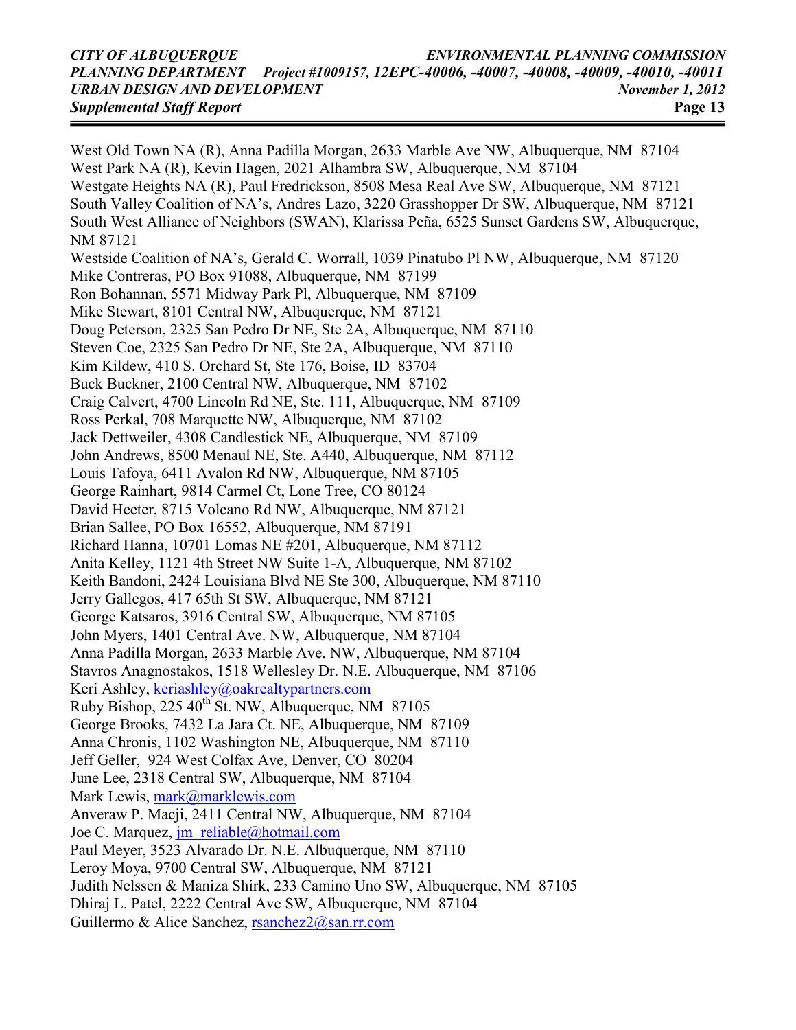West Old Town NA (R), Anna Padilla Morgan, 2633 Marble Ave NW, Albuquerque, NM 87104
West Park NA (R), Kevin Hagen, 2021 Alhambra SW, Albuquerque, NM 87104
Westgate Heights NA (R), Paul Fredrickson, 8508 Mesa Real Ave SW, Albuquerque, NM 87121
South Valley Coalition of NA's, Andres Lazo, 3220 Grasshopper Dr SW, Albuquerque, NM 87121
South West Alliance of Neighbors (SWAN), Klarissa Peña, 6525 Sunset Gardens SW, Albuquerque, NM 87121
Westside Coalition of NA's, Gerald C. Worrall, 1039 Pinatubo Pl NW, Albuquerque, NM 87120
Mike Contreras, PO Box 91088, Albuquerque, NM 87199
Ron Bohannan, 5571 Midway Park Pl, Albuquerque, NM 87109
Mike Stewart, 8101 Central NW, Albuquerque, NM 87121
Doug Peterson, 2325 San Pedro Dr NE, Ste 2A, Albuquerque, NM 87110
Steven Coe, 2325 San Pedro Dr NE, Ste 2A, Albuquerque, NM 87110
Kim Kildew, 410 S. Orchard St, Ste 176, Boise, ID 83704
Buck Buckner, 2100 Central NW, Albuquerque, NM 87102
Craig Calvert, 4700 Lincoln Rd NE, Ste. 111, Albuquerque, NM 87109
Ross Perkal, 708 Marquette NW, Albuquerque, NM 87102
Jack Dettweiler, 4308 Candlestick NE, Albuquerque, NM 87109
John Andrews, 8500 Menaul NE, Ste. A440, Albuquerque, NM 87112
Louis Tafoya, 6411 Avalon Rd NW, Albuquerque, NM 87105
George Rainhart, 9814 Carmel Ct, Lone Tree, CO 80124
David Heeter, 8715 Volcano Rd NW, Albuquerque, NM 87121
Brian Sallee, PO Box 16552, Albuquerque, NM 87191
Richard Hanna, 10701 Lomas NE #201, Albuquerque, NM 87112
Anita Kelley, 1121 4th Street NW Suite 1-A, Albuquerque, NM 87102
Keith Bandoni, 2424 Louisiana Blvd NE Ste 300, Albuquerque, NM 87110
Jerry Gallegos, 417 65th St SW, Albuquerque, NM 87121
George Katsaros, 3916 Central SW, Albuquerque, NM 87105
John Myers, 1401 Central Ave. NW, Albuquerque, NM 87104
Anna Padilla Morgan, 2633 Marble Ave. NW, Albuquerque, NM 87104
Stavros Anagnostakos, 1518 Wellesley Dr. N.E. Albuquerque, NM 87106
Keri Ashley, keriashley@oakrealtypartners.com
Ruby Bishop, 225 40th St. NW, Albuquerque, NM 87105
George Brooks, 7432 La Jara Ct. NE, Albuquerque, NM 87109
Anna Chronis, 1102 Washington NE, Albuquerque, NM 87110
Jeff Geller, 924 West Colfax Ave, Denver, CO 80204
June Lee, 2318 Central SW, Albuquerque, NM 87104
Mark Lewis, mark@marklewis.com
Anveraw P. Macji, 2411 Central NW, Albuquerque, NM 87104
Joe C. Marquez, jm_reliable@hotmail.com
Paul Meyer, 3523 Alvarado Dr. N.E. Albuquerque, NM 87110
Leroy Moya, 9700 Central SW, Albuquerque, NM 87121
Judith Nelssen & Maniza Shirk, 233 Camino Uno SW, Albuquerque, NM 87105
Dhiraj L. Patel, 2222 Central Ave SW, Albuquerque, NM 87104
Guillermo & Alice Sanchez, rsanchez2@san.rr.com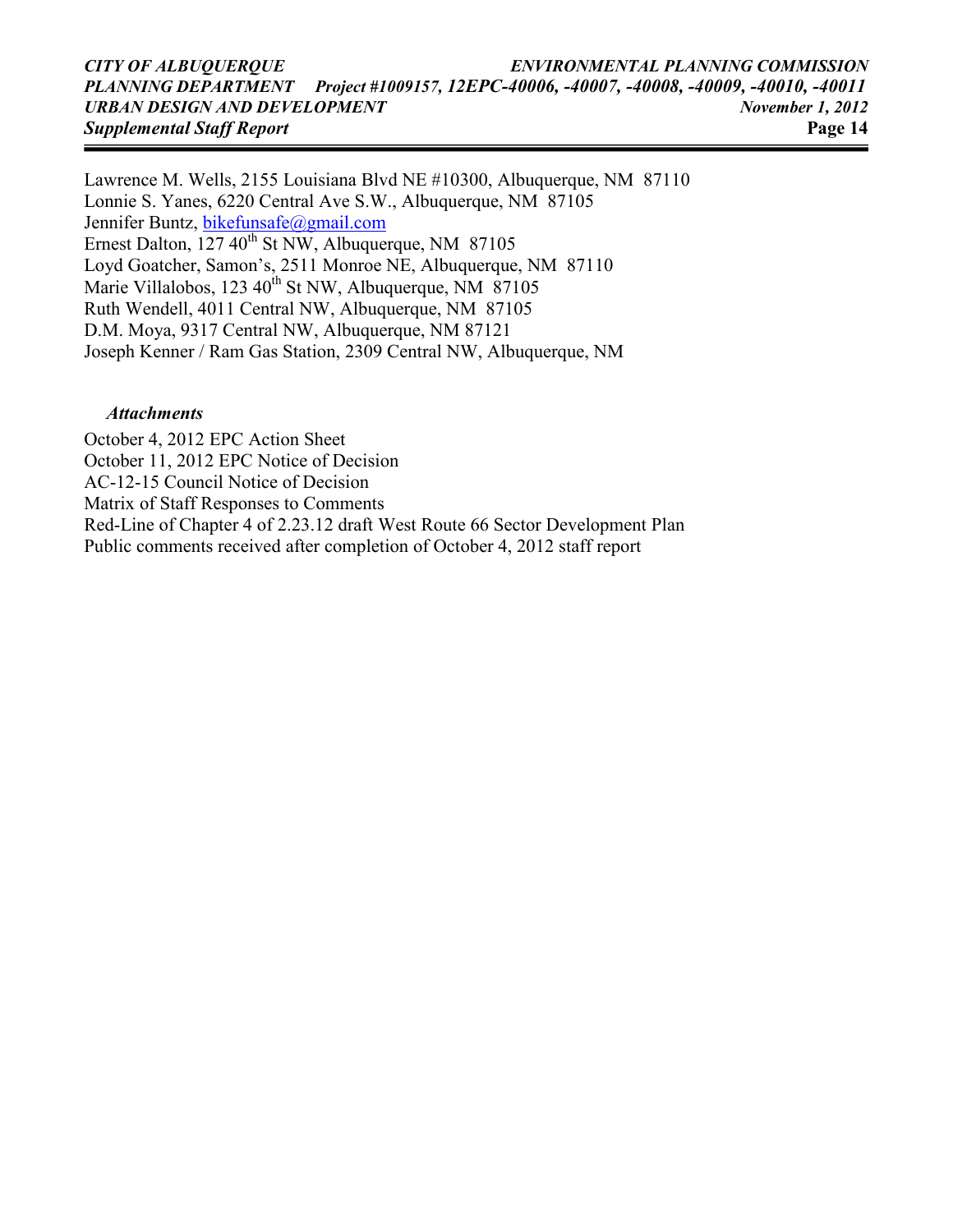Lawrence M. Wells, 2155 Louisiana Blvd NE #10300, Albuquerque, NM 87110
Lonnie S. Yanes, 6220 Central Ave S.W., Albuquerque, NM 87105
Jennifer Buntz, bikefunsafe@gmail.com
Ernest Dalton, 127 40th St NW, Albuquerque, NM 87105
Loyd Goatcher, Samon's, 2511 Monroe NE, Albuquerque, NM 87110
Marie Villalobos, 123 40th St NW, Albuquerque, NM 87105
Ruth Wendell, 4011 Central NW, Albuquerque, NM 87105
D.M. Moya, 9317 Central NW, Albuquerque, NM 87121
Joseph Kenner / Ram Gas Station, 2309 Central NW, Albuquerque, NM

### *Attachments*

October 4, 2012 EPC Action Sheet
October 11, 2012 EPC Notice of Decision
AC-12-15 Council Notice of Decision
Matrix of Staff Responses to Comments
Red-Line of Chapter 4 of 2.23.12 draft West Route 66 Sector Development Plan
Public comments received after completion of October 4, 2012 staff report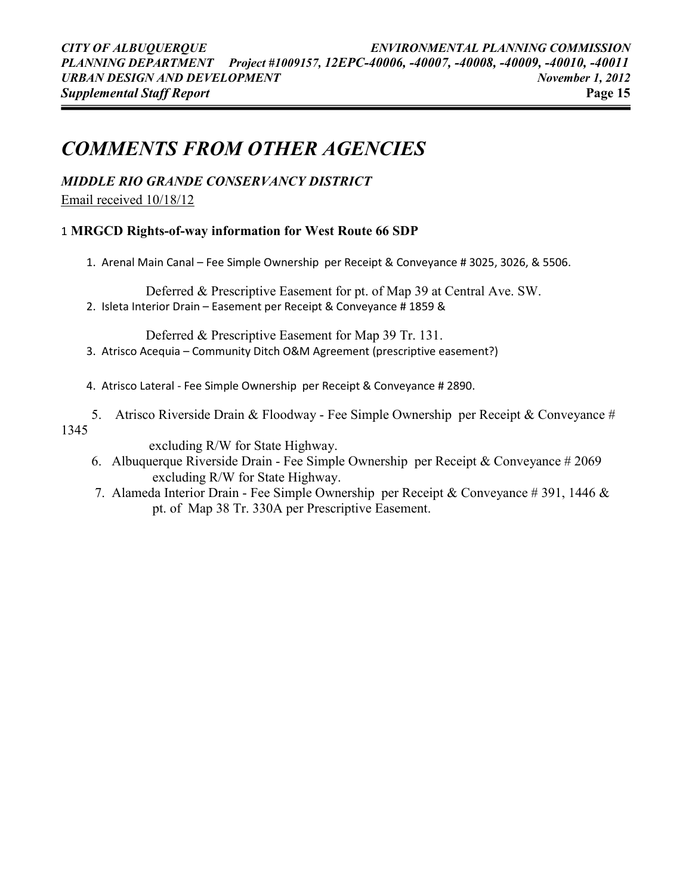# *COMMENTS FROM OTHER AGENCIES*

***MIDDLE RIO GRANDE CONSERVANCY DISTRICT***

Email received 10/18/12

1 **MRGCD Rights-of-way information for West Route 66 SDP**

1. Arenal Main Canal – Fee Simple Ownership per Receipt & Conveyance # 3025, 3026, & 5506.

   Deferred & Prescriptive Easement for pt. of Map 39 at Central Ave. SW.

2. Isleta Interior Drain – Easement per Receipt & Conveyance # 1859 &

   Deferred & Prescriptive Easement for Map 39 Tr. 131.

3. Atrisco Acequia – Community Ditch O&M Agreement (prescriptive easement?)

4. Atrisco Lateral - Fee Simple Ownership per Receipt & Conveyance # 2890.

5. Atrisco Riverside Drain & Floodway - Fee Simple Ownership per Receipt & Conveyance # 1345

   excluding R/W for State Highway.

6. Albuquerque Riverside Drain - Fee Simple Ownership per Receipt & Conveyance # 2069

   excluding R/W for State Highway.

7. Alameda Interior Drain - Fee Simple Ownership per Receipt & Conveyance # 391, 1446 &

   pt. of Map 38 Tr. 330A per Prescriptive Easement.